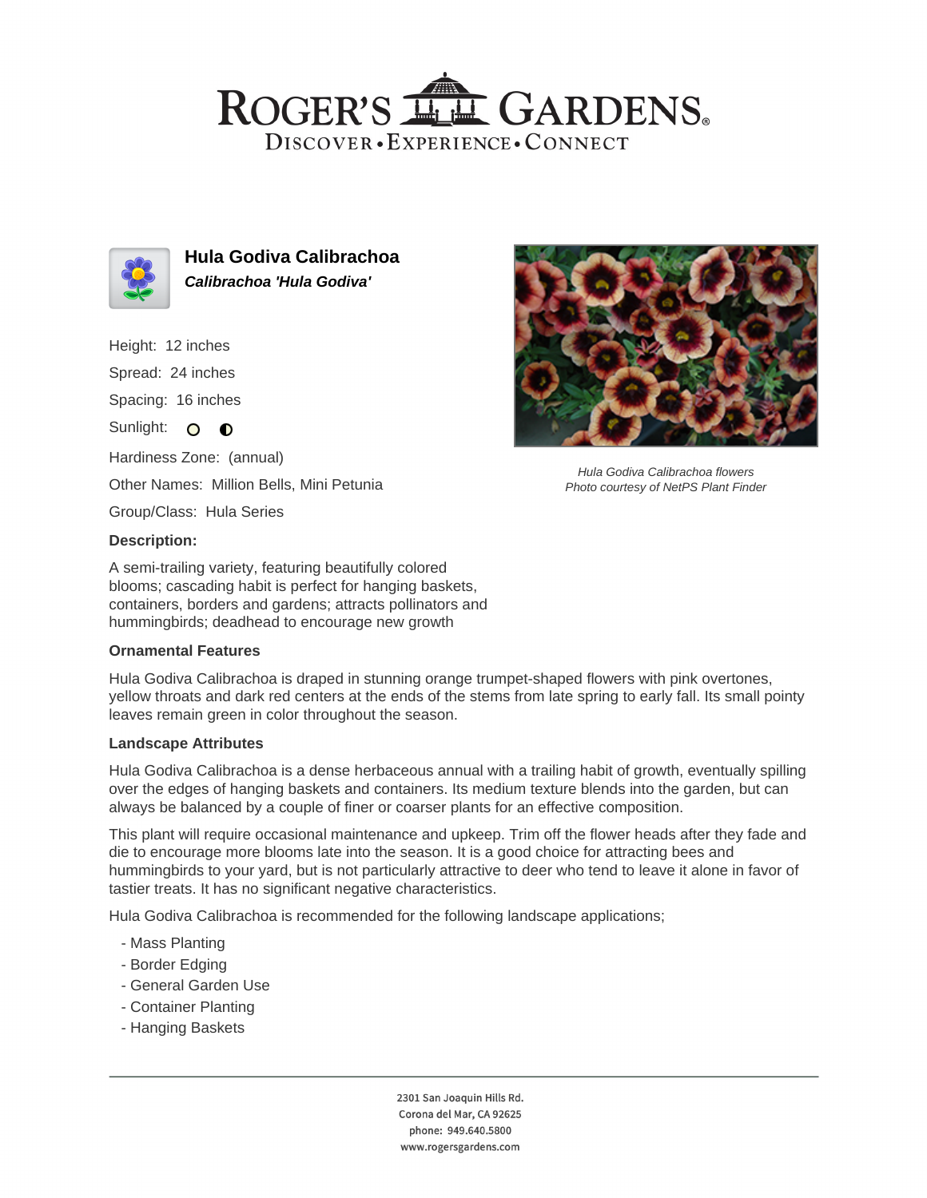# ROGER'S GARDENS

DISCOVER • EXPERIENCE • CONNECT

## Hula Godiva Calibrachoa

***Calibrachoa 'Hula Godiva'***

Height: 12 inches

Spread: 24 inches

Spacing: 16 inches

Sunlight:

Hardiness Zone: (annual)

Other Names: Million Bells, Mini Petunia

Group/Class: Hula Series

*Hula Godiva Calibrachoa flowers*
*Photo courtesy of NetPS Plant Finder*

### Description:

A semi-trailing variety, featuring beautifully colored blooms; cascading habit is perfect for hanging baskets, containers, borders and gardens; attracts pollinators and hummingbirds; deadhead to encourage new growth

### Ornamental Features

Hula Godiva Calibrachoa is draped in stunning orange trumpet-shaped flowers with pink overtones, yellow throats and dark red centers at the ends of the stems from late spring to early fall. Its small pointy leaves remain green in color throughout the season.

### Landscape Attributes

Hula Godiva Calibrachoa is a dense herbaceous annual with a trailing habit of growth, eventually spilling over the edges of hanging baskets and containers. Its medium texture blends into the garden, but can always be balanced by a couple of finer or coarser plants for an effective composition.

This plant will require occasional maintenance and upkeep. Trim off the flower heads after they fade and die to encourage more blooms late into the season. It is a good choice for attracting bees and hummingbirds to your yard, but is not particularly attractive to deer who tend to leave it alone in favor of tastier treats. It has no significant negative characteristics.

Hula Godiva Calibrachoa is recommended for the following landscape applications;

- Mass Planting
- Border Edging
- General Garden Use
- Container Planting
- Hanging Baskets

2301 San Joaquin Hills Rd.
Corona del Mar, CA 92625
phone: 949.640.5800
www.rogersgardens.com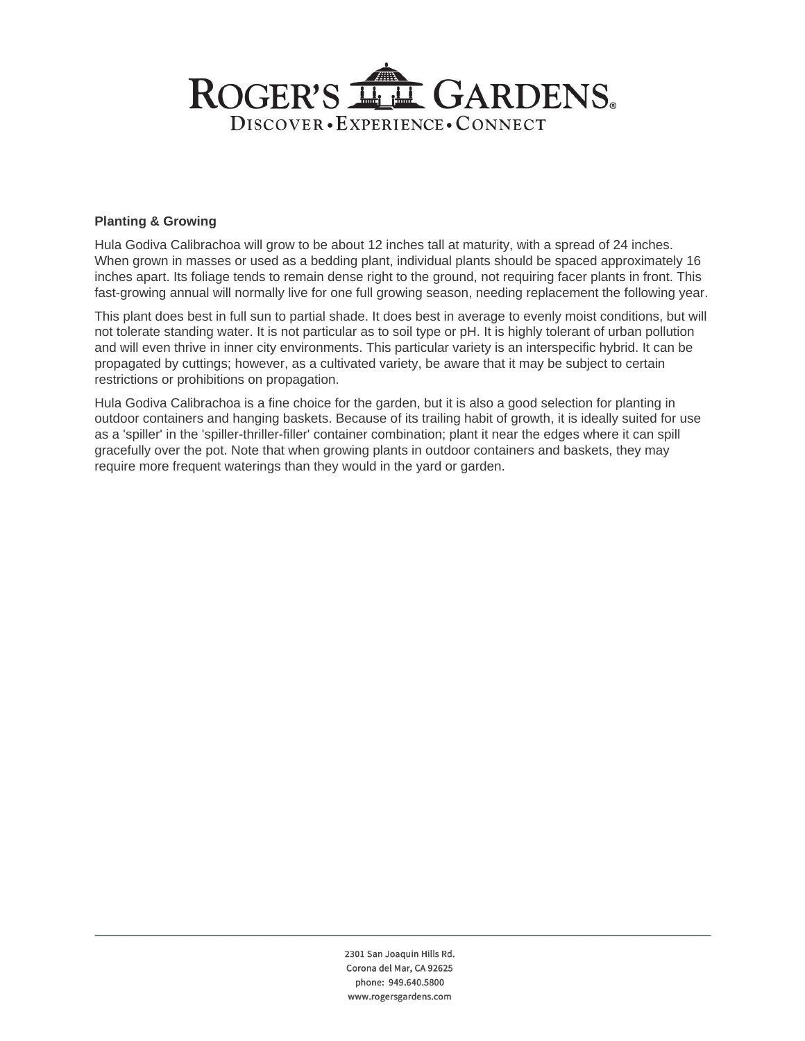## Planting & Growing

Hula Godiva Calibrachoa will grow to be about 12 inches tall at maturity, with a spread of 24 inches. When grown in masses or used as a bedding plant, individual plants should be spaced approximately 16 inches apart. Its foliage tends to remain dense right to the ground, not requiring facer plants in front. This fast-growing annual will normally live for one full growing season, needing replacement the following year.

This plant does best in full sun to partial shade. It does best in average to evenly moist conditions, but will not tolerate standing water. It is not particular as to soil type or pH. It is highly tolerant of urban pollution and will even thrive in inner city environments. This particular variety is an interspecific hybrid. It can be propagated by cuttings; however, as a cultivated variety, be aware that it may be subject to certain restrictions or prohibitions on propagation.

Hula Godiva Calibrachoa is a fine choice for the garden, but it is also a good selection for planting in outdoor containers and hanging baskets. Because of its trailing habit of growth, it is ideally suited for use as a 'spiller' in the 'spiller-thriller-filler' container combination; plant it near the edges where it can spill gracefully over the pot. Note that when growing plants in outdoor containers and baskets, they may require more frequent waterings than they would in the yard or garden.